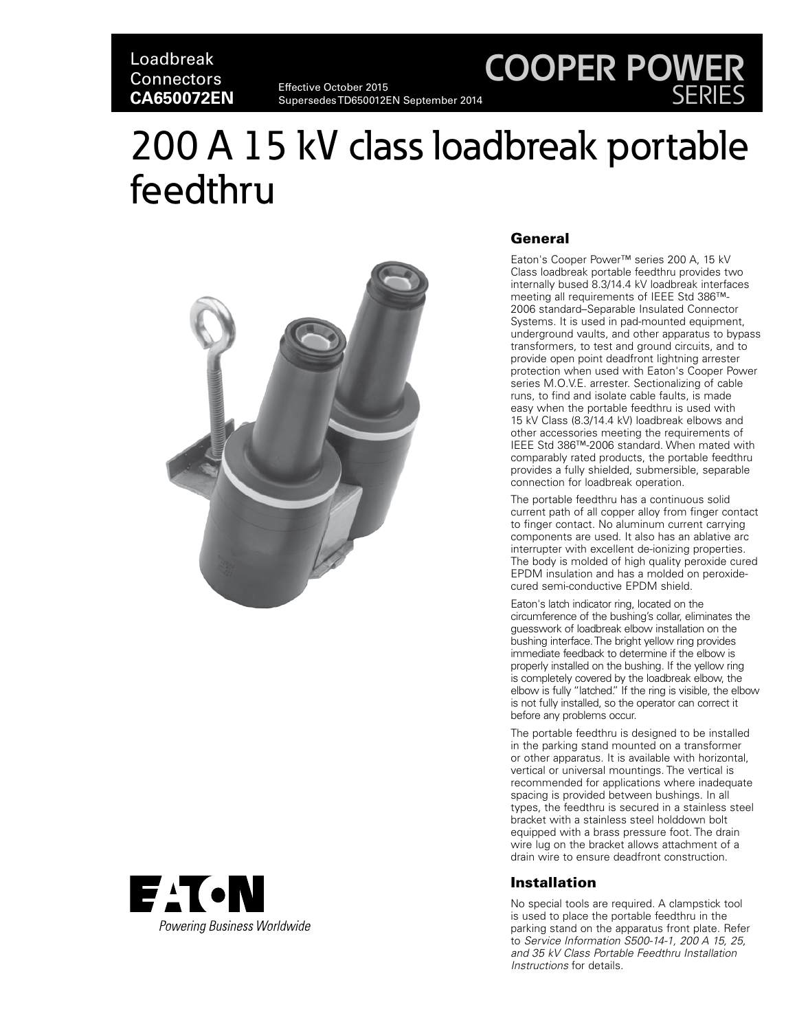Loadbreak Connectors
**CA650072EN**

Effective October 2015
Supersedes TD650012EN September 2014

COOPER POWER SERIES

# 200 A 15 kV class loadbreak portable feedthru

## General

Eaton's Cooper Power™ series 200 A, 15 kV Class loadbreak portable feedthru provides two internally bused 8.3/14.4 kV loadbreak interfaces meeting all requirements of IEEE Std 386™-2006 standard–Separable Insulated Connector Systems. It is used in pad-mounted equipment, underground vaults, and other apparatus to bypass transformers, to test and ground circuits, and to provide open point deadfront lightning arrester protection when used with Eaton's Cooper Power series M.O.V.E. arrester. Sectionalizing of cable runs, to find and isolate cable faults, is made easy when the portable feedthru is used with 15 kV Class (8.3/14.4 kV) loadbreak elbows and other accessories meeting the requirements of IEEE Std 386™-2006 standard. When mated with comparably rated products, the portable feedthru provides a fully shielded, submersible, separable connection for loadbreak operation.

The portable feedthru has a continuous solid current path of all copper alloy from finger contact to finger contact. No aluminum current carrying components are used. It also has an ablative arc interrupter with excellent de-ionizing properties. The body is molded of high quality peroxide cured EPDM insulation and has a molded on peroxide-cured semi-conductive EPDM shield.

Eaton's latch indicator ring, located on the circumference of the bushing's collar, eliminates the guesswork of loadbreak elbow installation on the bushing interface. The bright yellow ring provides immediate feedback to determine if the elbow is properly installed on the bushing. If the yellow ring is completely covered by the loadbreak elbow, the elbow is fully "latched." If the ring is visible, the elbow is not fully installed, so the operator can correct it before any problems occur.

The portable feedthru is designed to be installed in the parking stand mounted on a transformer or other apparatus. It is available with horizontal, vertical or universal mountings. The vertical is recommended for applications where inadequate spacing is provided between bushings. In all types, the feedthru is secured in a stainless steel bracket with a stainless steel holddown bolt equipped with a brass pressure foot. The drain wire lug on the bracket allows attachment of a drain wire to ensure deadfront construction.

## Installation

No special tools are required. A clampstick tool is used to place the portable feedthru in the parking stand on the apparatus front plate. Refer to *Service Information S500-14-1, 200 A 15, 25, and 35 kV Class Portable Feedthru Installation Instructions* for details.

EATON
Powering Business Worldwide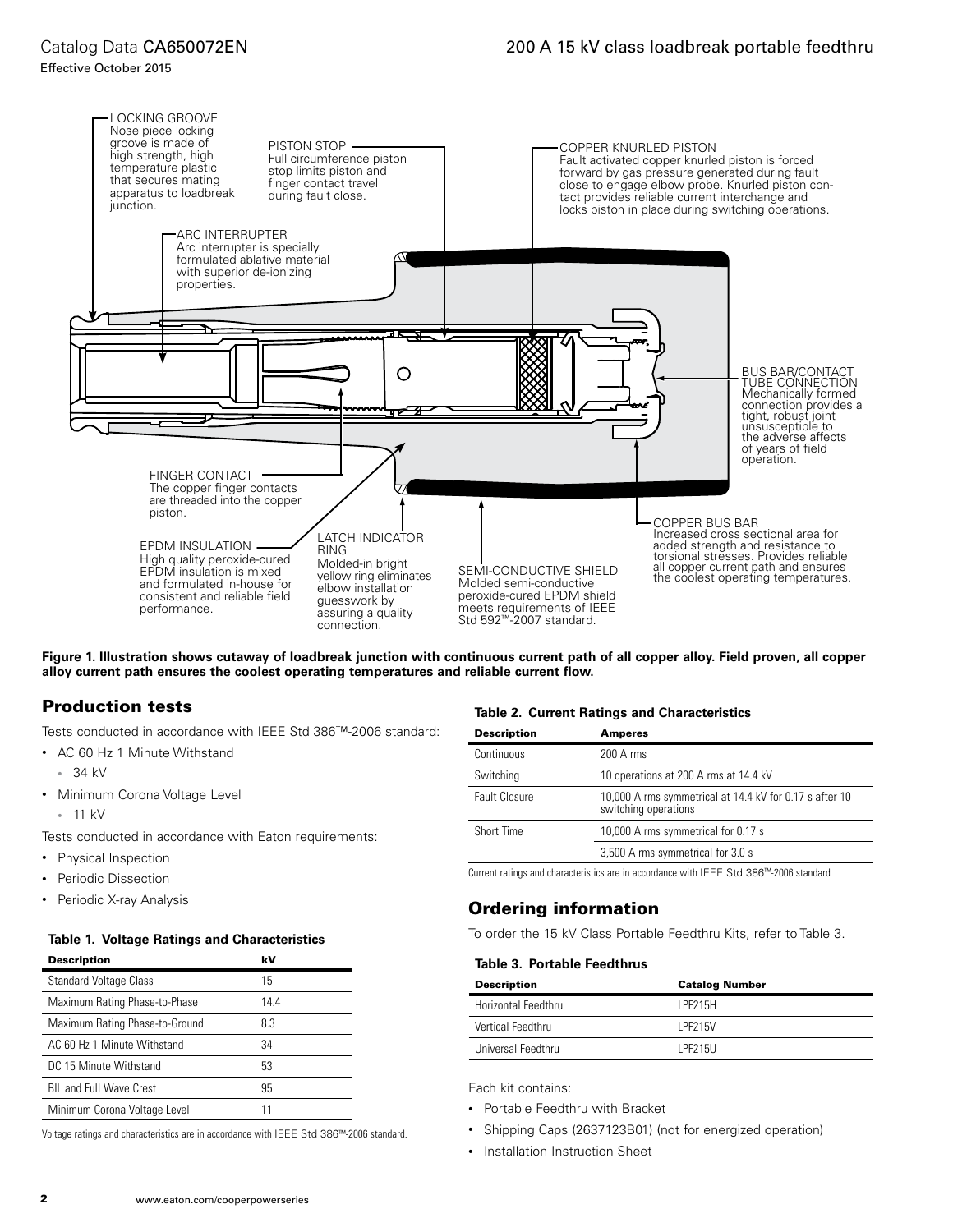LOCKING GROOVE
Nose piece locking groove is made of high strength, high temperature plastic that secures mating apparatus to loadbreak junction.

PISTON STOP
Full circumference piston stop limits piston and finger contact travel during fault close.

COPPER KNURLED PISTON
Fault activated copper knurled piston is forced forward by gas pressure generated during fault close to engage elbow probe. Knurled piston contact provides reliable current interchange and locks piston in place during switching operations.

ARC INTERRUPTER
Arc interrupter is specially formulated ablative material with superior de-ionizing properties.

BUS BAR/CONTACT TUBE CONNECTION
Mechanically formed connection provides a tight, robust joint unsusceptible to the adverse affects of years of field operation.

FINGER CONTACT
The copper finger contacts are threaded into the copper piston.

COPPER BUS BAR
Increased cross sectional area for added strength and resistance to torsional stresses. Provides reliable all copper current path and ensures the coolest operating temperatures.

EPDM INSULATION
High quality peroxide-cured EPDM insulation is mixed and formulated in-house for consistent and reliable field performance.

LATCH INDICATOR RING
Molded-in bright yellow ring eliminates elbow installation guesswork by assuring a quality connection.

SEMI-CONDUCTIVE SHIELD
Molded semi-conductive peroxide-cured EPDM shield meets requirements of IEEE Std 592™-2007 standard.

**Figure 1. Illustration shows cutaway of loadbreak junction with continuous current path of all copper alloy. Field proven, all copper alloy current path ensures the coolest operating temperatures and reliable current flow.**

## Production tests

Tests conducted in accordance with IEEE Std 386™-2006 standard:

- AC 60 Hz 1 Minute Withstand
  - 34 kV
- Minimum Corona Voltage Level
  - 11 kV

Tests conducted in accordance with Eaton requirements:

- Physical Inspection
- Periodic Dissection
- Periodic X-ray Analysis

**Table 1. Voltage Ratings and Characteristics**

| Description | kV |
|---|---|
| Standard Voltage Class | 15 |
| Maximum Rating Phase-to-Phase | 14.4 |
| Maximum Rating Phase-to-Ground | 8.3 |
| AC 60 Hz 1 Minute Withstand | 34 |
| DC 15 Minute Withstand | 53 |
| BIL and Full Wave Crest | 95 |
| Minimum Corona Voltage Level | 11 |

Voltage ratings and characteristics are in accordance with IEEE Std 386™-2006 standard.

**Table 2. Current Ratings and Characteristics**

| Description | Amperes |
|---|---|
| Continuous | 200 A rms |
| Switching | 10 operations at 200 A rms at 14.4 kV |
| Fault Closure | 10,000 A rms symmetrical at 14.4 kV for 0.17 s after 10 switching operations |
| Short Time | 10,000 A rms symmetrical for 0.17 s |
| | 3,500 A rms symmetrical for 3.0 s |

Current ratings and characteristics are in accordance with IEEE Std 386™-2006 standard.

## Ordering information

To order the 15 kV Class Portable Feedthru Kits, refer to Table 3.

**Table 3. Portable Feedthrus**

| Description | Catalog Number |
|---|---|
| Horizontal Feedthru | LPF215H |
| Vertical Feedthru | LPF215V |
| Universal Feedthru | LPF215U |

Each kit contains:

- Portable Feedthru with Bracket
- Shipping Caps (2637123B01) (not for energized operation)
- Installation Instruction Sheet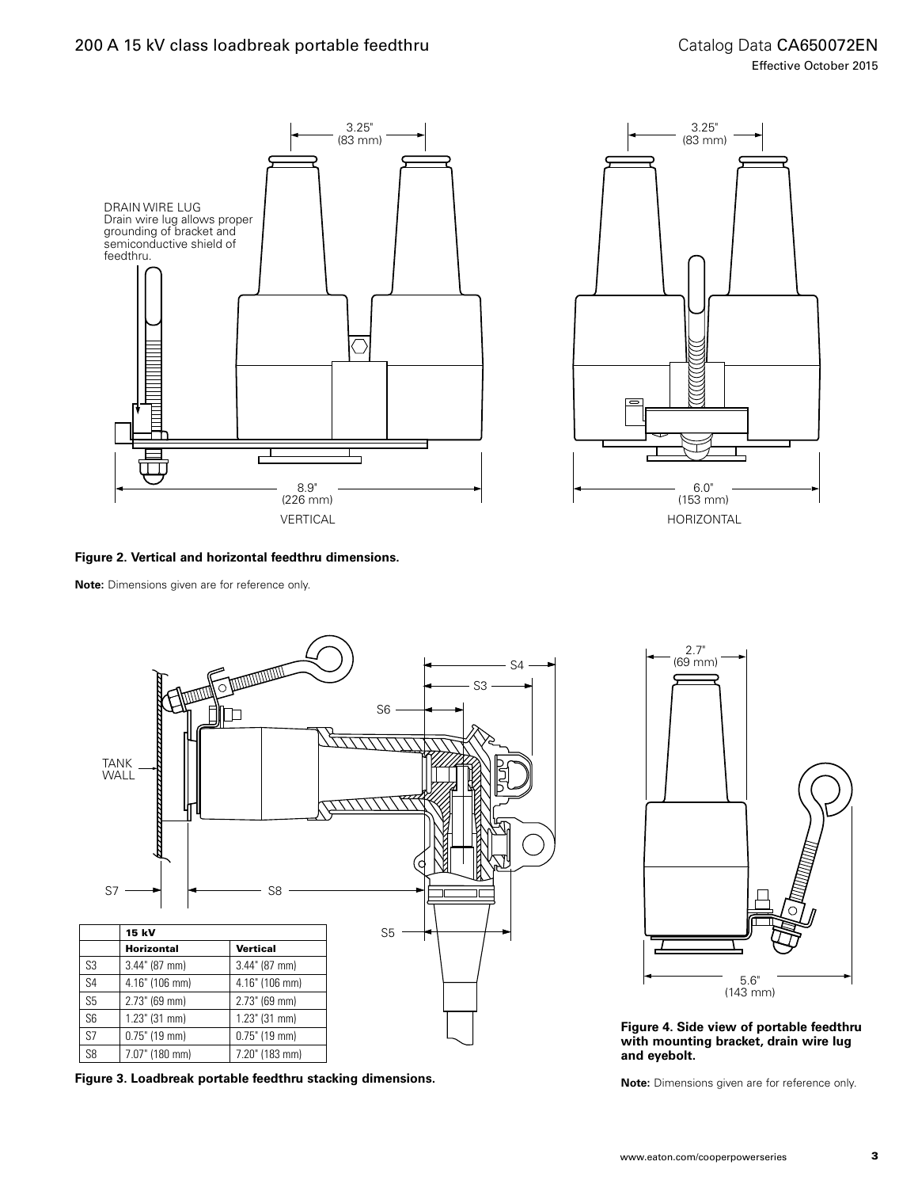DRAIN WIRE LUG
Drain wire lug allows proper grounding of bracket and semiconductive shield of feedthru.

3.25" (83 mm)

8.9" (226 mm)

VERTICAL

3.25" (83 mm)

6.0" (153 mm)

HORIZONTAL

**Figure 2. Vertical and horizontal feedthru dimensions.**

**Note:** Dimensions given are for reference only.

TANK WALL

S3 S4 S5 S6 S7 S8

| | 15 kV | |
|---|---|---|
| | **Horizontal** | **Vertical** |
| S3 | 3.44" (87 mm) | 3.44" (87 mm) |
| S4 | 4.16" (106 mm) | 4.16" (106 mm) |
| S5 | 2.73" (69 mm) | 2.73" (69 mm) |
| S6 | 1.23" (31 mm) | 1.23" (31 mm) |
| S7 | 0.75" (19 mm) | 0.75" (19 mm) |
| S8 | 7.07" (180 mm) | 7.20" (183 mm) |

**Figure 3. Loadbreak portable feedthru stacking dimensions.**

2.7" (69 mm)

5.6" (143 mm)

**Figure 4. Side view of portable feedthru with mounting bracket, drain wire lug and eyebolt.**

**Note:** Dimensions given are for reference only.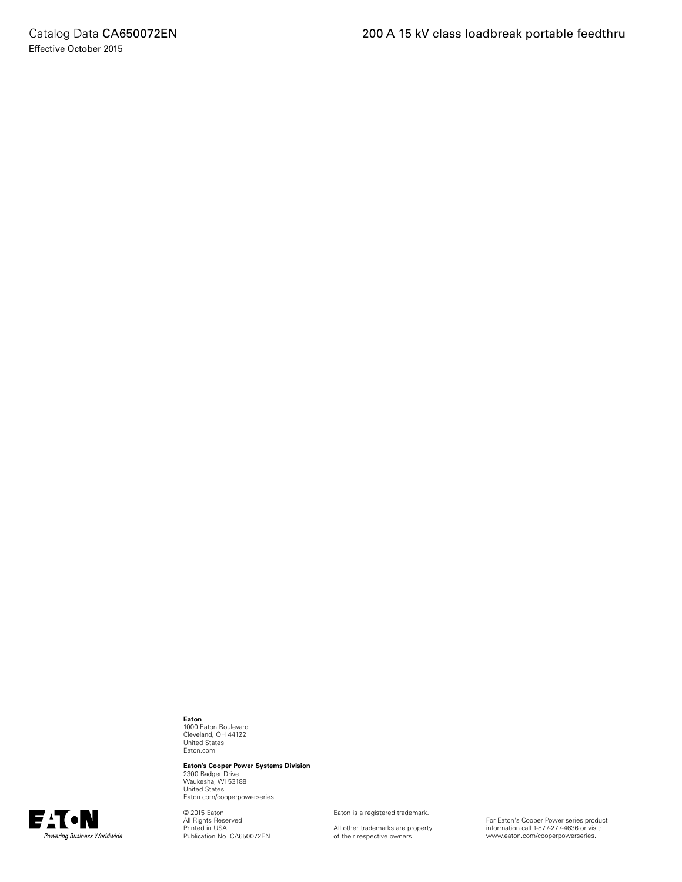**Eaton**
1000 Eaton Boulevard
Cleveland, OH 44122
United States
Eaton.com

**Eaton's Cooper Power Systems Division**
2300 Badger Drive
Waukesha, WI 53188
United States
Eaton.com/cooperpowerseries

© 2015 Eaton
All Rights Reserved
Printed in USA
Publication No. CA650072EN

Eaton is a registered trademark.

All other trademarks are property of their respective owners.

For Eaton's Cooper Power series product information call 1-877-277-4636 or visit: www.eaton.com/cooperpowerseries.

EATON
*Powering Business Worldwide*